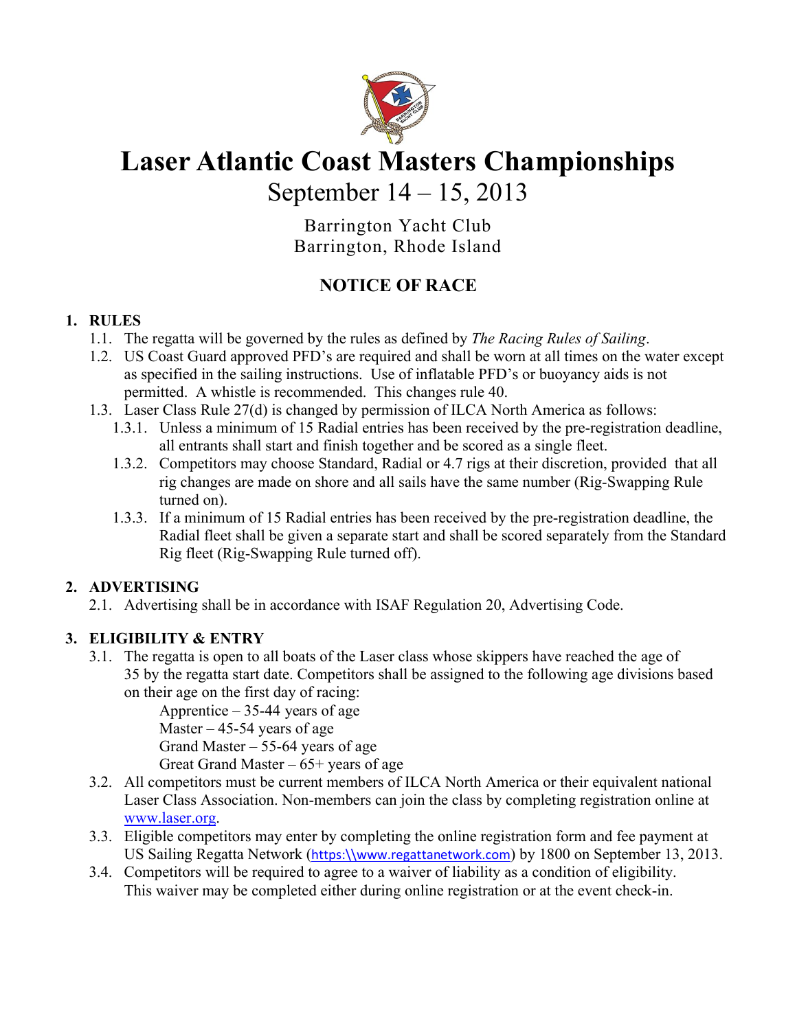# Laser Atlantic Coast Masters Championships

September 14 – 15, 2013

Barrington Yacht Club
Barrington, Rhode Island

## NOTICE OF RACE

### 1. RULES

1.1. The regatta will be governed by the rules as defined by *The Racing Rules of Sailing*.

1.2. US Coast Guard approved PFD's are required and shall be worn at all times on the water except as specified in the sailing instructions. Use of inflatable PFD's or buoyancy aids is not permitted. A whistle is recommended. This changes rule 40.

1.3. Laser Class Rule 27(d) is changed by permission of ILCA North America as follows:

1.3.1. Unless a minimum of 15 Radial entries has been received by the pre-registration deadline, all entrants shall start and finish together and be scored as a single fleet.

1.3.2. Competitors may choose Standard, Radial or 4.7 rigs at their discretion, provided that all rig changes are made on shore and all sails have the same number (Rig-Swapping Rule turned on).

1.3.3. If a minimum of 15 Radial entries has been received by the pre-registration deadline, the Radial fleet shall be given a separate start and shall be scored separately from the Standard Rig fleet (Rig-Swapping Rule turned off).

### 2. ADVERTISING

2.1. Advertising shall be in accordance with ISAF Regulation 20, Advertising Code.

### 3. ELIGIBILITY & ENTRY

3.1. The regatta is open to all boats of the Laser class whose skippers have reached the age of 35 by the regatta start date. Competitors shall be assigned to the following age divisions based on their age on the first day of racing:

Apprentice – 35-44 years of age
Master – 45-54 years of age
Grand Master – 55-64 years of age
Great Grand Master – 65+ years of age

3.2. All competitors must be current members of ILCA North America or their equivalent national Laser Class Association. Non-members can join the class by completing registration online at www.laser.org.

3.3. Eligible competitors may enter by completing the online registration form and fee payment at US Sailing Regatta Network (https:\\www.regattanetwork.com) by 1800 on September 13, 2013.

3.4. Competitors will be required to agree to a waiver of liability as a condition of eligibility. This waiver may be completed either during online registration or at the event check-in.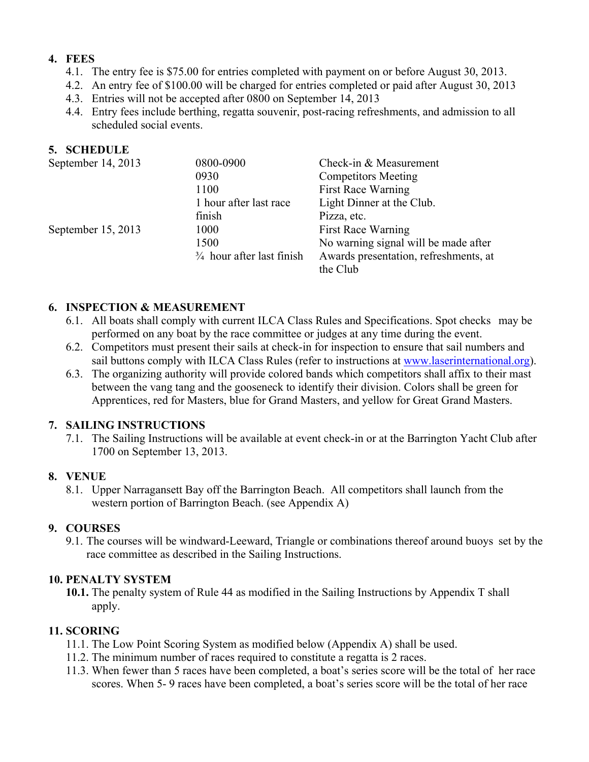## 4. FEES

4.1. The entry fee is $75.00 for entries completed with payment on or before August 30, 2013.

4.2. An entry fee of $100.00 will be charged for entries completed or paid after August 30, 2013

4.3. Entries will not be accepted after 0800 on September 14, 2013

4.4. Entry fees include berthing, regatta souvenir, post-racing refreshments, and admission to all scheduled social events.

## 5. SCHEDULE

| | | |
|---|---|---|
| September 14, 2013 | 0800-0900 | Check-in & Measurement |
| | 0930 | Competitors Meeting |
| | 1100 | First Race Warning |
| | 1 hour after last race finish | Light Dinner at the Club. Pizza, etc. |
| September 15, 2013 | 1000 | First Race Warning |
| | 1500 | No warning signal will be made after |
| | ¾ hour after last finish | Awards presentation, refreshments, at the Club |

## 6. INSPECTION & MEASUREMENT

6.1. All boats shall comply with current ILCA Class Rules and Specifications. Spot checks may be performed on any boat by the race committee or judges at any time during the event.

6.2. Competitors must present their sails at check-in for inspection to ensure that sail numbers and sail buttons comply with ILCA Class Rules (refer to instructions at www.laserinternational.org).

6.3. The organizing authority will provide colored bands which competitors shall affix to their mast between the vang tang and the gooseneck to identify their division. Colors shall be green for Apprentices, red for Masters, blue for Grand Masters, and yellow for Great Grand Masters.

## 7. SAILING INSTRUCTIONS

7.1. The Sailing Instructions will be available at event check-in or at the Barrington Yacht Club after 1700 on September 13, 2013.

## 8. VENUE

8.1. Upper Narragansett Bay off the Barrington Beach. All competitors shall launch from the western portion of Barrington Beach. (see Appendix A)

## 9. COURSES

9.1. The courses will be windward-Leeward, Triangle or combinations thereof around buoys set by the race committee as described in the Sailing Instructions.

## 10. PENALTY SYSTEM

**10.1.** The penalty system of Rule 44 as modified in the Sailing Instructions by Appendix T shall apply.

## 11. SCORING

11.1. The Low Point Scoring System as modified below (Appendix A) shall be used.

11.2. The minimum number of races required to constitute a regatta is 2 races.

11.3. When fewer than 5 races have been completed, a boat's series score will be the total of her race scores. When 5- 9 races have been completed, a boat's series score will be the total of her race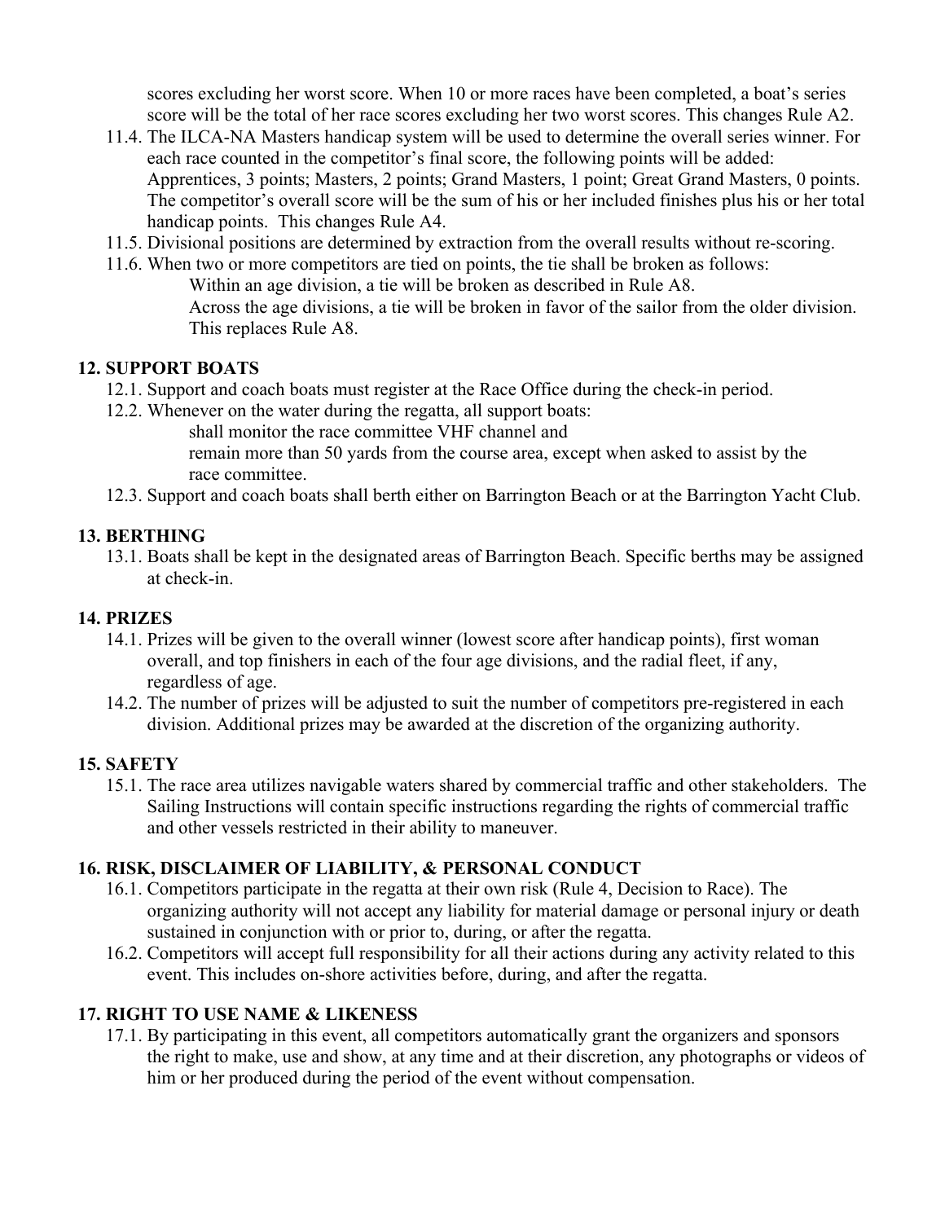scores excluding her worst score. When 10 or more races have been completed, a boat's series score will be the total of her race scores excluding her two worst scores. This changes Rule A2.

11.4. The ILCA-NA Masters handicap system will be used to determine the overall series winner. For each race counted in the competitor's final score, the following points will be added: Apprentices, 3 points; Masters, 2 points; Grand Masters, 1 point; Great Grand Masters, 0 points. The competitor's overall score will be the sum of his or her included finishes plus his or her total handicap points. This changes Rule A4.

11.5. Divisional positions are determined by extraction from the overall results without re-scoring.

11.6. When two or more competitors are tied on points, the tie shall be broken as follows:
    Within an age division, a tie will be broken as described in Rule A8.
    Across the age divisions, a tie will be broken in favor of the sailor from the older division. This replaces Rule A8.

## 12. SUPPORT BOATS

12.1. Support and coach boats must register at the Race Office during the check-in period.

12.2. Whenever on the water during the regatta, all support boats:
    shall monitor the race committee VHF channel and
    remain more than 50 yards from the course area, except when asked to assist by the race committee.

12.3. Support and coach boats shall berth either on Barrington Beach or at the Barrington Yacht Club.

## 13. BERTHING

13.1. Boats shall be kept in the designated areas of Barrington Beach. Specific berths may be assigned at check-in.

## 14. PRIZES

14.1. Prizes will be given to the overall winner (lowest score after handicap points), first woman overall, and top finishers in each of the four age divisions, and the radial fleet, if any, regardless of age.

14.2. The number of prizes will be adjusted to suit the number of competitors pre-registered in each division. Additional prizes may be awarded at the discretion of the organizing authority.

## 15. SAFETY

15.1. The race area utilizes navigable waters shared by commercial traffic and other stakeholders. The Sailing Instructions will contain specific instructions regarding the rights of commercial traffic and other vessels restricted in their ability to maneuver.

## 16. RISK, DISCLAIMER OF LIABILITY, & PERSONAL CONDUCT

16.1. Competitors participate in the regatta at their own risk (Rule 4, Decision to Race). The organizing authority will not accept any liability for material damage or personal injury or death sustained in conjunction with or prior to, during, or after the regatta.

16.2. Competitors will accept full responsibility for all their actions during any activity related to this event. This includes on-shore activities before, during, and after the regatta.

## 17. RIGHT TO USE NAME & LIKENESS

17.1. By participating in this event, all competitors automatically grant the organizers and sponsors the right to make, use and show, at any time and at their discretion, any photographs or videos of him or her produced during the period of the event without compensation.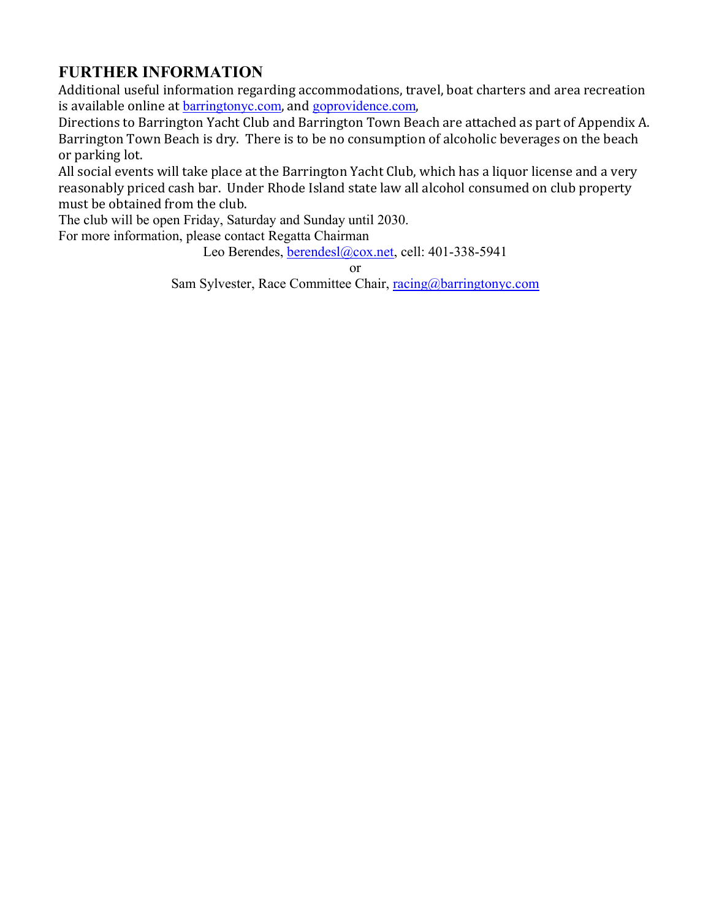## FURTHER INFORMATION

Additional useful information regarding accommodations, travel, boat charters and area recreation is available online at barringtonyc.com, and goprovidence.com,

Directions to Barrington Yacht Club and Barrington Town Beach are attached as part of Appendix A. Barrington Town Beach is dry. There is to be no consumption of alcoholic beverages on the beach or parking lot.

All social events will take place at the Barrington Yacht Club, which has a liquor license and a very reasonably priced cash bar. Under Rhode Island state law all alcohol consumed on club property must be obtained from the club.

The club will be open Friday, Saturday and Sunday until 2030.

For more information, please contact Regatta Chairman

Leo Berendes, berendesl@cox.net, cell: 401-338-5941

or

Sam Sylvester, Race Committee Chair, racing@barringtonyc.com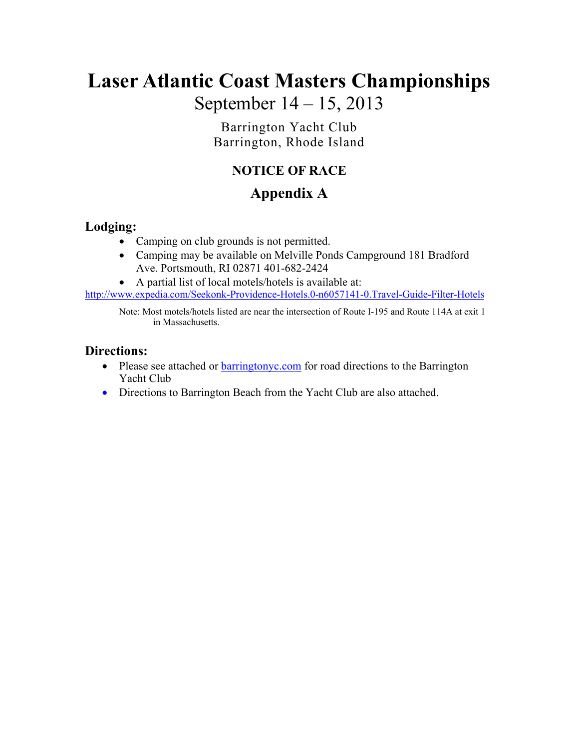# Laser Atlantic Coast Masters Championships

September 14 – 15, 2013

Barrington Yacht Club
Barrington, Rhode Island

## NOTICE OF RACE

## Appendix A

### Lodging:

- Camping on club grounds is not permitted.
- Camping may be available on Melville Ponds Campground 181 Bradford Ave. Portsmouth, RI 02871 401-682-2424
- A partial list of local motels/hotels is available at:

http://www.expedia.com/Seekonk-Providence-Hotels.0-n6057141-0.Travel-Guide-Filter-Hotels

Note: Most motels/hotels listed are near the intersection of Route I-195 and Route 114A at exit 1 in Massachusetts.

### Directions:

- Please see attached or barringtonyc.com for road directions to the Barrington Yacht Club
- Directions to Barrington Beach from the Yacht Club are also attached.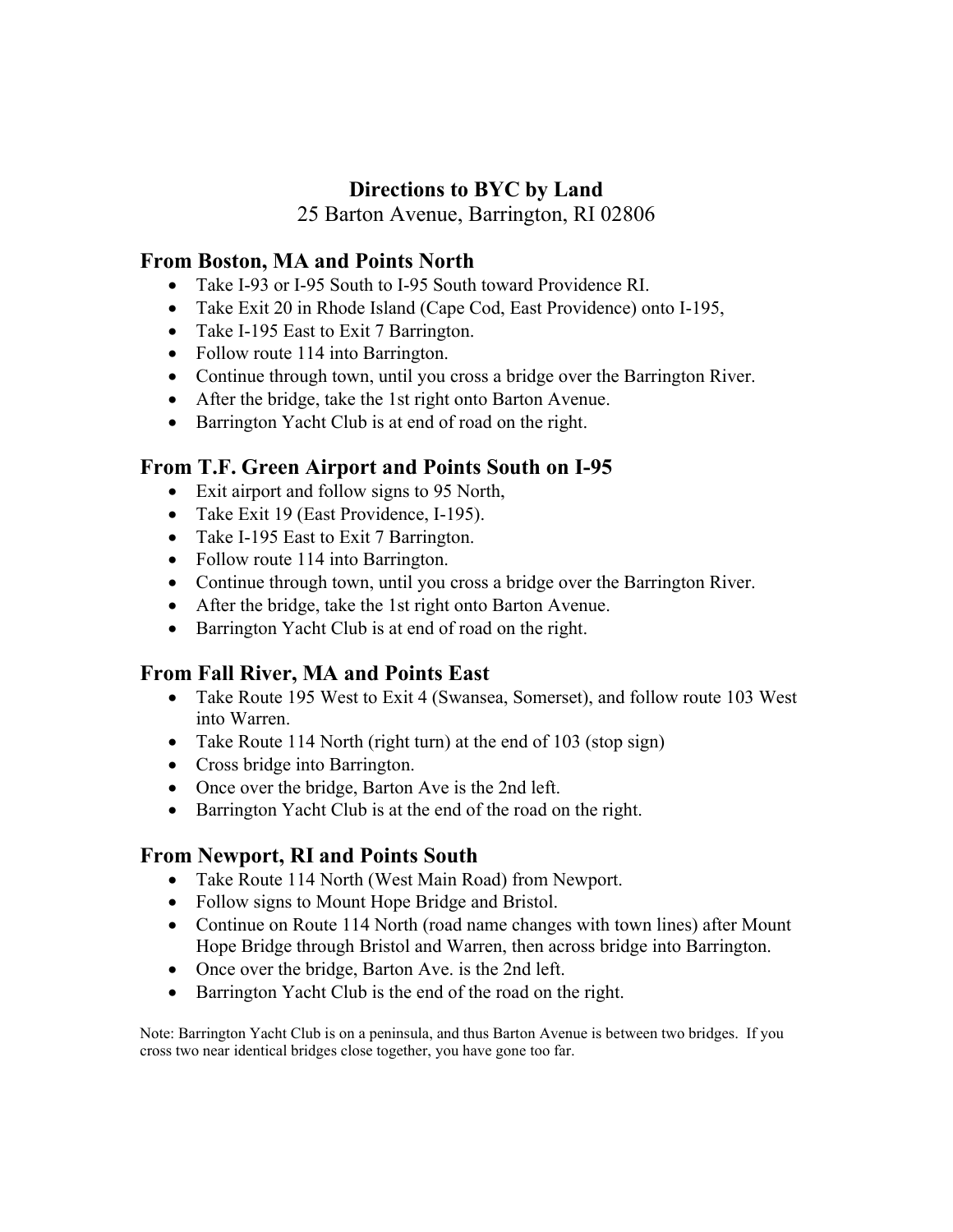# Directions to BYC by Land

25 Barton Avenue, Barrington, RI 02806

## From Boston, MA and Points North

- Take I-93 or I-95 South to I-95 South toward Providence RI.
- Take Exit 20 in Rhode Island (Cape Cod, East Providence) onto I-195,
- Take I-195 East to Exit 7 Barrington.
- Follow route 114 into Barrington.
- Continue through town, until you cross a bridge over the Barrington River.
- After the bridge, take the 1st right onto Barton Avenue.
- Barrington Yacht Club is at end of road on the right.

## From T.F. Green Airport and Points South on I-95

- Exit airport and follow signs to 95 North,
- Take Exit 19 (East Providence, I-195).
- Take I-195 East to Exit 7 Barrington.
- Follow route 114 into Barrington.
- Continue through town, until you cross a bridge over the Barrington River.
- After the bridge, take the 1st right onto Barton Avenue.
- Barrington Yacht Club is at end of road on the right.

## From Fall River, MA and Points East

- Take Route 195 West to Exit 4 (Swansea, Somerset), and follow route 103 West into Warren.
- Take Route 114 North (right turn) at the end of 103 (stop sign)
- Cross bridge into Barrington.
- Once over the bridge, Barton Ave is the 2nd left.
- Barrington Yacht Club is at the end of the road on the right.

## From Newport, RI and Points South

- Take Route 114 North (West Main Road) from Newport.
- Follow signs to Mount Hope Bridge and Bristol.
- Continue on Route 114 North (road name changes with town lines) after Mount Hope Bridge through Bristol and Warren, then across bridge into Barrington.
- Once over the bridge, Barton Ave. is the 2nd left.
- Barrington Yacht Club is the end of the road on the right.

Note: Barrington Yacht Club is on a peninsula, and thus Barton Avenue is between two bridges. If you cross two near identical bridges close together, you have gone too far.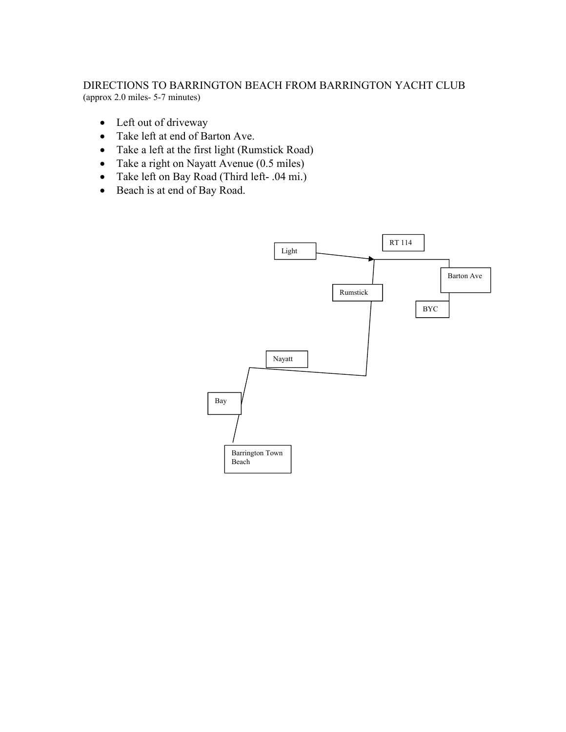DIRECTIONS TO BARRINGTON BEACH FROM BARRINGTON YACHT CLUB
(approx 2.0 miles- 5-7 minutes)

- Left out of driveway
- Take left at end of Barton Ave.
- Take a left at the first light (Rumstick Road)
- Take a right on Nayatt Avenue (0.5 miles)
- Take left on Bay Road (Third left- .04 mi.)
- Beach is at end of Bay Road.

RT 114

Light

Barton Ave

Rumstick

BYC

Nayatt

Bay

Barrington Town Beach